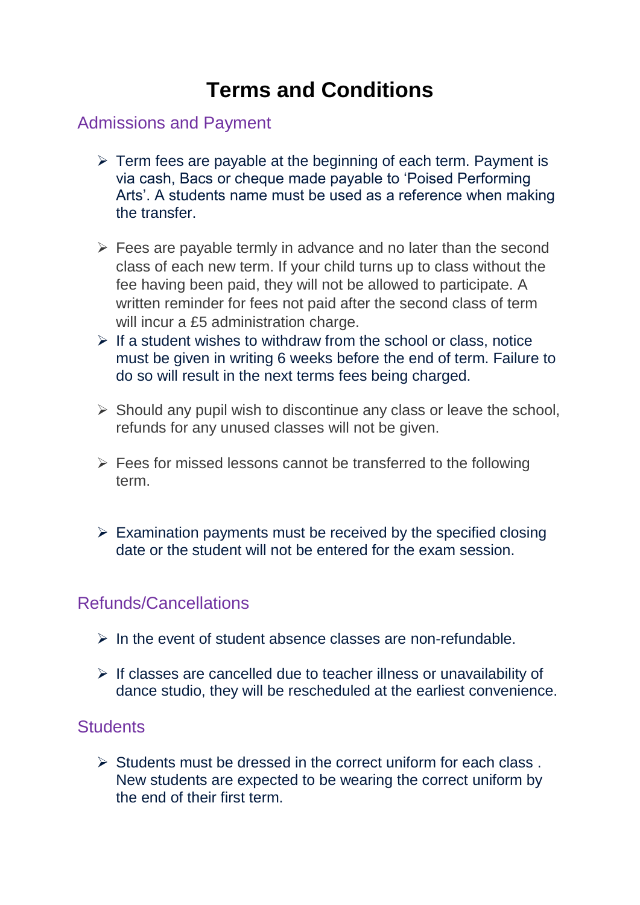# Terms and Conditions

## Admissions and Payment

- Term fees are payable at the beginning of each term. Payment is via cash, Bacs or cheque made payable to 'Poised Performing Arts'. A students name must be used as a reference when making the transfer.
- Fees are payable termly in advance and no later than the second class of each new term. If your child turns up to class without the fee having been paid, they will not be allowed to participate. A written reminder for fees not paid after the second class of term will incur a £5 administration charge.
- If a student wishes to withdraw from the school or class, notice must be given in writing 6 weeks before the end of term. Failure to do so will result in the next terms fees being charged.
- Should any pupil wish to discontinue any class or leave the school, refunds for any unused classes will not be given.
- Fees for missed lessons cannot be transferred to the following term.
- Examination payments must be received by the specified closing date or the student will not be entered for the exam session.

## Refunds/Cancellations

- In the event of student absence classes are non-refundable.
- If classes are cancelled due to teacher illness or unavailability of dance studio, they will be rescheduled at the earliest convenience.

## Students

- Students must be dressed in the correct uniform for each class . New students are expected to be wearing the correct uniform by the end of their first term.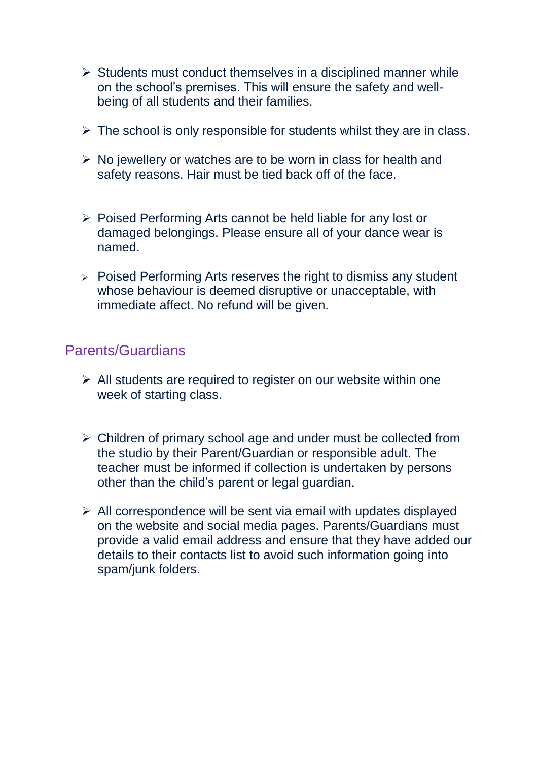- Students must conduct themselves in a disciplined manner while on the school's premises. This will ensure the safety and well-being of all students and their families.
- The school is only responsible for students whilst they are in class.
- No jewellery or watches are to be worn in class for health and safety reasons. Hair must be tied back off of the face.
- Poised Performing Arts cannot be held liable for any lost or damaged belongings. Please ensure all of your dance wear is named.
- Poised Performing Arts reserves the right to dismiss any student whose behaviour is deemed disruptive or unacceptable, with immediate affect. No refund will be given.

## Parents/Guardians

- All students are required to register on our website within one week of starting class.
- Children of primary school age and under must be collected from the studio by their Parent/Guardian or responsible adult. The teacher must be informed if collection is undertaken by persons other than the child's parent or legal guardian.
- All correspondence will be sent via email with updates displayed on the website and social media pages. Parents/Guardians must provide a valid email address and ensure that they have added our details to their contacts list to avoid such information going into spam/junk folders.